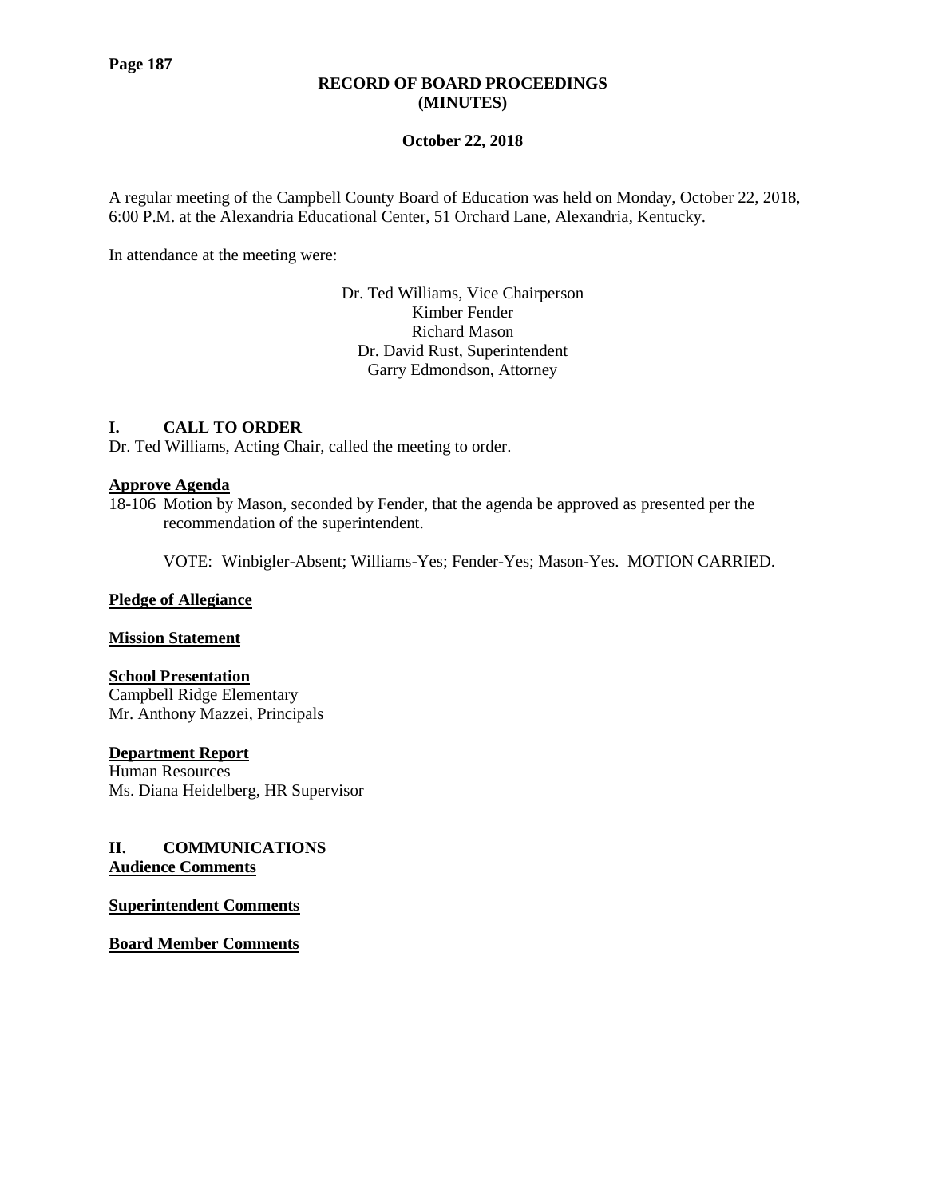# RECORD OF BOARD PROCEEDINGS (MINUTES)

**October 22, 2018**

A regular meeting of the Campbell County Board of Education was held on Monday, October 22, 2018, 6:00 P.M. at the Alexandria Educational Center, 51 Orchard Lane, Alexandria, Kentucky.

In attendance at the meeting were:

Dr. Ted Williams, Vice Chairperson
Kimber Fender
Richard Mason
Dr. David Rust, Superintendent
Garry Edmondson, Attorney

## I. CALL TO ORDER

Dr. Ted Williams, Acting Chair, called the meeting to order.

**Approve Agenda**

18-106 Motion by Mason, seconded by Fender, that the agenda be approved as presented per the recommendation of the superintendent.

VOTE: Winbigler-Absent; Williams-Yes; Fender-Yes; Mason-Yes. MOTION CARRIED.

**Pledge of Allegiance**

**Mission Statement**

**School Presentation**
Campbell Ridge Elementary
Mr. Anthony Mazzei, Principals

**Department Report**
Human Resources
Ms. Diana Heidelberg, HR Supervisor

## II. COMMUNICATIONS

**Audience Comments**

**Superintendent Comments**

**Board Member Comments**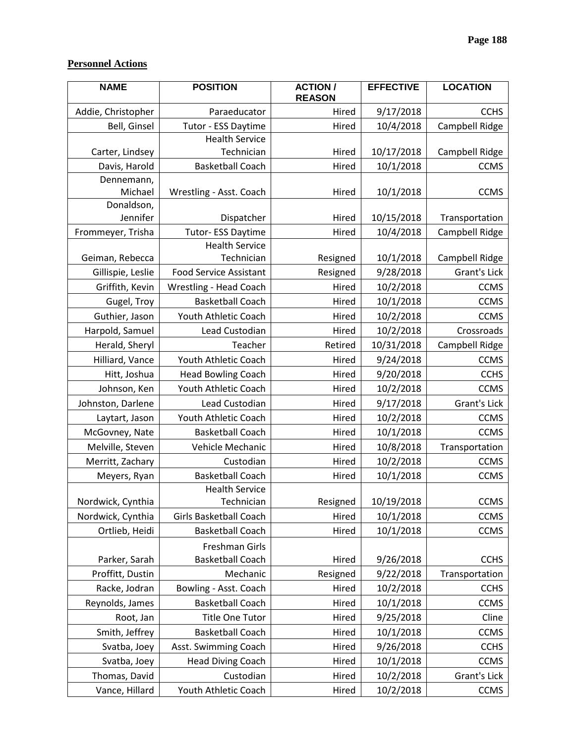**Personnel Actions**

| NAME | POSITION | ACTION / REASON | EFFECTIVE | LOCATION |
|---|---|---|---|---|
| Addie, Christopher | Paraeducator | Hired | 9/17/2018 | CCHS |
| Bell, Ginsel | Tutor - ESS Daytime | Hired | 10/4/2018 | Campbell Ridge |
| Carter, Lindsey | Health Service Technician | Hired | 10/17/2018 | Campbell Ridge |
| Davis, Harold | Basketball Coach | Hired | 10/1/2018 | CCMS |
| Dennemann, Michael | Wrestling - Asst. Coach | Hired | 10/1/2018 | CCMS |
| Donaldson, Jennifer | Dispatcher | Hired | 10/15/2018 | Transportation |
| Frommeyer, Trisha | Tutor- ESS Daytime | Hired | 10/4/2018 | Campbell Ridge |
| Geiman, Rebecca | Health Service Technician | Resigned | 10/1/2018 | Campbell Ridge |
| Gillispie, Leslie | Food Service Assistant | Resigned | 9/28/2018 | Grant's Lick |
| Griffith, Kevin | Wrestling - Head Coach | Hired | 10/2/2018 | CCMS |
| Gugel, Troy | Basketball Coach | Hired | 10/1/2018 | CCMS |
| Guthier, Jason | Youth Athletic Coach | Hired | 10/2/2018 | CCMS |
| Harpold, Samuel | Lead Custodian | Hired | 10/2/2018 | Crossroads |
| Herald, Sheryl | Teacher | Retired | 10/31/2018 | Campbell Ridge |
| Hilliard, Vance | Youth Athletic Coach | Hired | 9/24/2018 | CCMS |
| Hitt, Joshua | Head Bowling Coach | Hired | 9/20/2018 | CCHS |
| Johnson, Ken | Youth Athletic Coach | Hired | 10/2/2018 | CCMS |
| Johnston, Darlene | Lead Custodian | Hired | 9/17/2018 | Grant's Lick |
| Laytart, Jason | Youth Athletic Coach | Hired | 10/2/2018 | CCMS |
| McGovney, Nate | Basketball Coach | Hired | 10/1/2018 | CCMS |
| Melville, Steven | Vehicle Mechanic | Hired | 10/8/2018 | Transportation |
| Merritt, Zachary | Custodian | Hired | 10/2/2018 | CCMS |
| Meyers, Ryan | Basketball Coach | Hired | 10/1/2018 | CCMS |
| Nordwick, Cynthia | Health Service Technician | Resigned | 10/19/2018 | CCMS |
| Nordwick, Cynthia | Girls Basketball Coach | Hired | 10/1/2018 | CCMS |
| Ortlieb, Heidi | Basketball Coach | Hired | 10/1/2018 | CCMS |
| Parker, Sarah | Freshman Girls Basketball Coach | Hired | 9/26/2018 | CCHS |
| Proffitt, Dustin | Mechanic | Resigned | 9/22/2018 | Transportation |
| Racke, Jodran | Bowling - Asst. Coach | Hired | 10/2/2018 | CCHS |
| Reynolds, James | Basketball Coach | Hired | 10/1/2018 | CCMS |
| Root, Jan | Title One Tutor | Hired | 9/25/2018 | Cline |
| Smith, Jeffrey | Basketball Coach | Hired | 10/1/2018 | CCMS |
| Svatba, Joey | Asst. Swimming Coach | Hired | 9/26/2018 | CCHS |
| Svatba, Joey | Head Diving Coach | Hired | 10/1/2018 | CCMS |
| Thomas, David | Custodian | Hired | 10/2/2018 | Grant's Lick |
| Vance, Hillard | Youth Athletic Coach | Hired | 10/2/2018 | CCMS |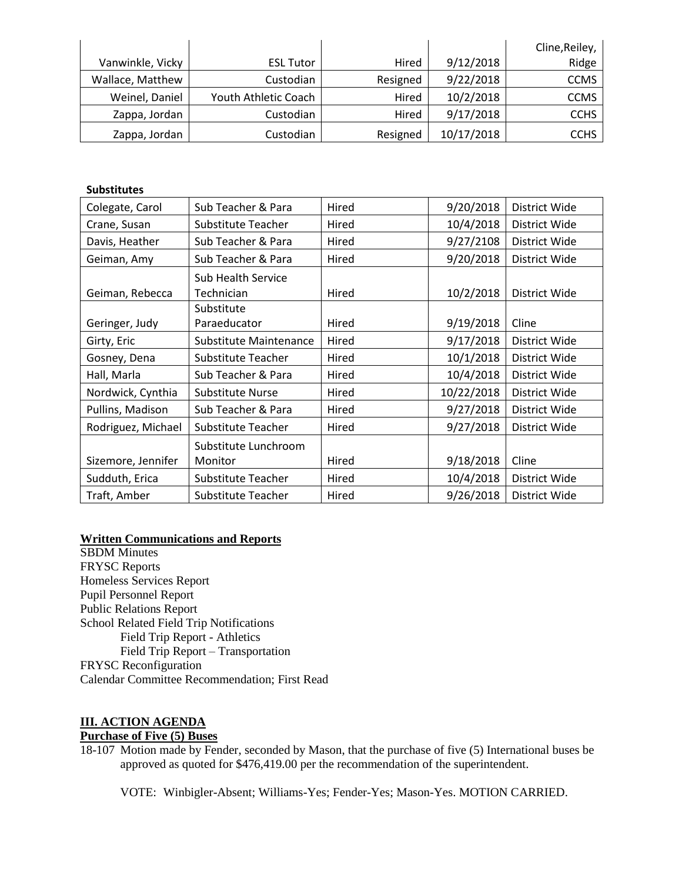| | | | | |
|---|---|---|---|---|
| Vanwinkle, Vicky | ESL Tutor | Hired | 9/12/2018 | Cline,Reiley, Ridge |
| Wallace, Matthew | Custodian | Resigned | 9/22/2018 | CCMS |
| Weinel, Daniel | Youth Athletic Coach | Hired | 10/2/2018 | CCMS |
| Zappa, Jordan | Custodian | Hired | 9/17/2018 | CCHS |
| Zappa, Jordan | Custodian | Resigned | 10/17/2018 | CCHS |

**Substitutes**

| | | | | |
|---|---|---|---|---|
| Colegate, Carol | Sub Teacher & Para | Hired | 9/20/2018 | District Wide |
| Crane, Susan | Substitute Teacher | Hired | 10/4/2018 | District Wide |
| Davis, Heather | Sub Teacher & Para | Hired | 9/27/2108 | District Wide |
| Geiman, Amy | Sub Teacher & Para | Hired | 9/20/2018 | District Wide |
| Geiman, Rebecca | Sub Health Service Technician | Hired | 10/2/2018 | District Wide |
| Geringer, Judy | Substitute Paraeducator | Hired | 9/19/2018 | Cline |
| Girty, Eric | Substitute Maintenance | Hired | 9/17/2018 | District Wide |
| Gosney, Dena | Substitute Teacher | Hired | 10/1/2018 | District Wide |
| Hall, Marla | Sub Teacher & Para | Hired | 10/4/2018 | District Wide |
| Nordwick, Cynthia | Substitute Nurse | Hired | 10/22/2018 | District Wide |
| Pullins, Madison | Sub Teacher & Para | Hired | 9/27/2018 | District Wide |
| Rodriguez, Michael | Substitute Teacher | Hired | 9/27/2018 | District Wide |
| Sizemore, Jennifer | Substitute Lunchroom Monitor | Hired | 9/18/2018 | Cline |
| Sudduth, Erica | Substitute Teacher | Hired | 10/4/2018 | District Wide |
| Traft, Amber | Substitute Teacher | Hired | 9/26/2018 | District Wide |

**Written Communications and Reports**

SBDM Minutes
FRYSC Reports
Homeless Services Report
Pupil Personnel Report
Public Relations Report
School Related Field Trip Notifications
    Field Trip Report - Athletics
    Field Trip Report – Transportation
FRYSC Reconfiguration
Calendar Committee Recommendation; First Read

## III. ACTION AGENDA

**Purchase of Five (5) Buses**

18-107 Motion made by Fender, seconded by Mason, that the purchase of five (5) International buses be approved as quoted for $476,419.00 per the recommendation of the superintendent.

VOTE: Winbigler-Absent; Williams-Yes; Fender-Yes; Mason-Yes. MOTION CARRIED.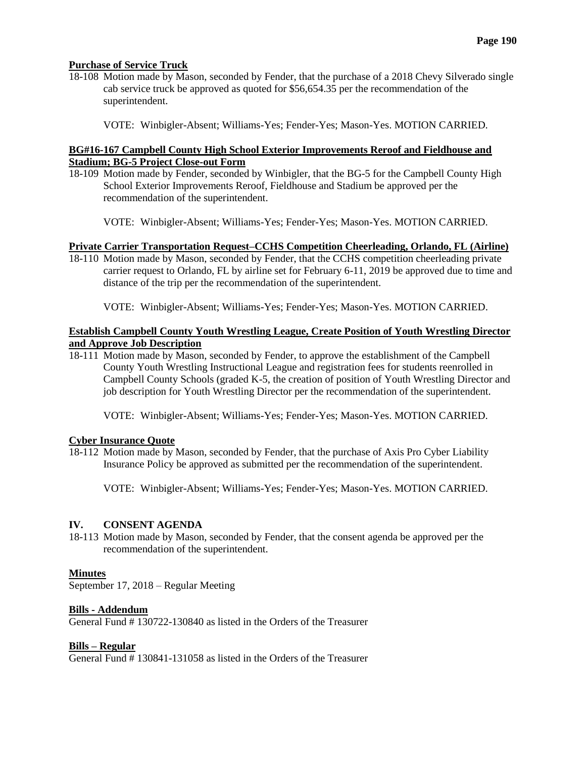**Purchase of Service Truck**

18-108 Motion made by Mason, seconded by Fender, that the purchase of a 2018 Chevy Silverado single cab service truck be approved as quoted for $56,654.35 per the recommendation of the superintendent.

VOTE: Winbigler-Absent; Williams-Yes; Fender-Yes; Mason-Yes. MOTION CARRIED.

**BG#16-167 Campbell County High School Exterior Improvements Reroof and Fieldhouse and Stadium; BG-5 Project Close-out Form**

18-109 Motion made by Fender, seconded by Winbigler, that the BG-5 for the Campbell County High School Exterior Improvements Reroof, Fieldhouse and Stadium be approved per the recommendation of the superintendent.

VOTE: Winbigler-Absent; Williams-Yes; Fender-Yes; Mason-Yes. MOTION CARRIED.

**Private Carrier Transportation Request–CCHS Competition Cheerleading, Orlando, FL (Airline)**

18-110 Motion made by Mason, seconded by Fender, that the CCHS competition cheerleading private carrier request to Orlando, FL by airline set for February 6-11, 2019 be approved due to time and distance of the trip per the recommendation of the superintendent.

VOTE: Winbigler-Absent; Williams-Yes; Fender-Yes; Mason-Yes. MOTION CARRIED.

**Establish Campbell County Youth Wrestling League, Create Position of Youth Wrestling Director and Approve Job Description**

18-111 Motion made by Mason, seconded by Fender, to approve the establishment of the Campbell County Youth Wrestling Instructional League and registration fees for students reenrolled in Campbell County Schools (graded K-5, the creation of position of Youth Wrestling Director and job description for Youth Wrestling Director per the recommendation of the superintendent.

VOTE: Winbigler-Absent; Williams-Yes; Fender-Yes; Mason-Yes. MOTION CARRIED.

**Cyber Insurance Quote**

18-112 Motion made by Mason, seconded by Fender, that the purchase of Axis Pro Cyber Liability Insurance Policy be approved as submitted per the recommendation of the superintendent.

VOTE: Winbigler-Absent; Williams-Yes; Fender-Yes; Mason-Yes. MOTION CARRIED.

## IV. CONSENT AGENDA

18-113 Motion made by Mason, seconded by Fender, that the consent agenda be approved per the recommendation of the superintendent.

**Minutes**

September 17, 2018 – Regular Meeting

**Bills - Addendum**

General Fund # 130722-130840 as listed in the Orders of the Treasurer

**Bills – Regular**

General Fund # 130841-131058 as listed in the Orders of the Treasurer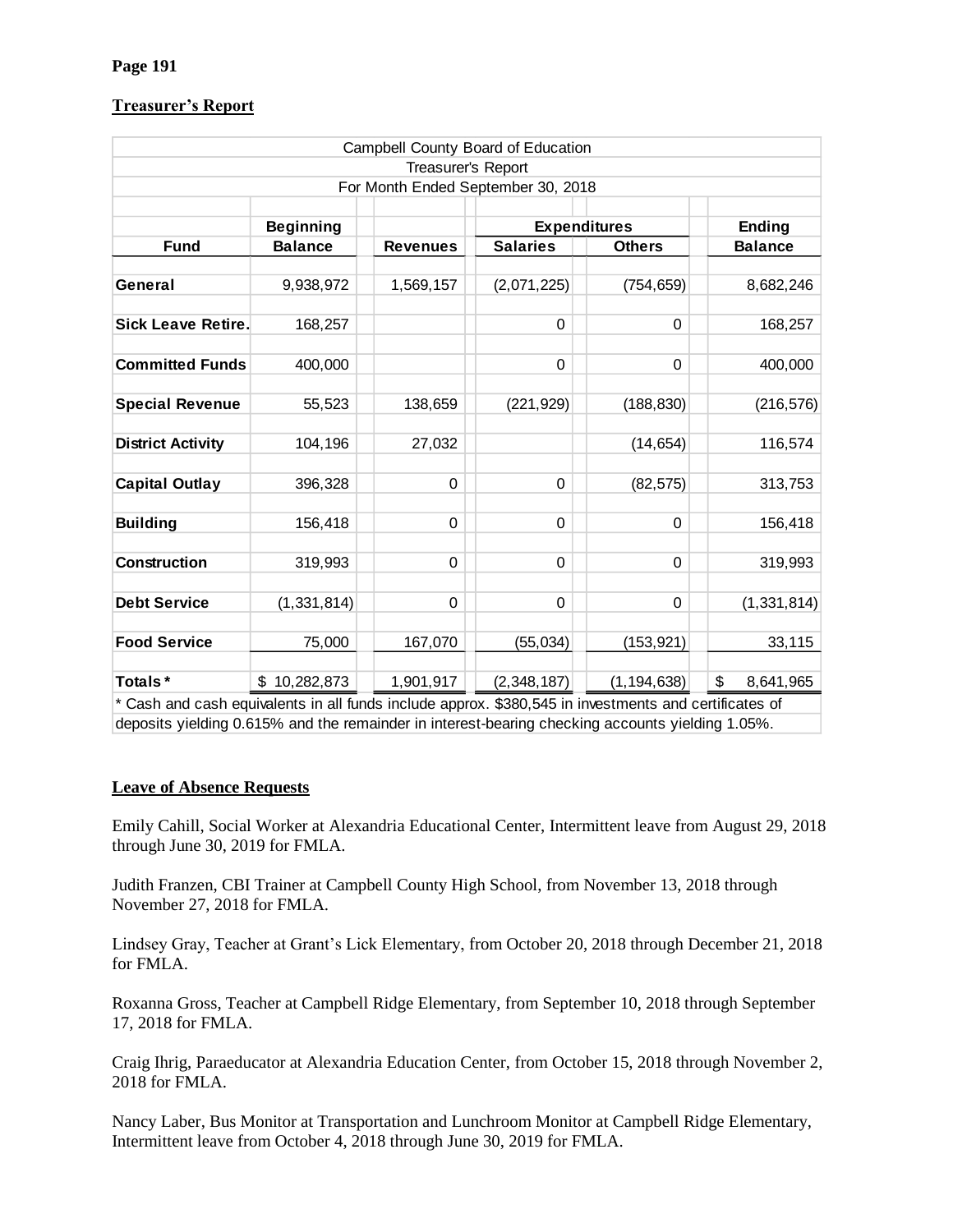**Page 191**

**Treasurer's Report**

| Campbell County Board of Education | | | | | |
|---|---|---|---|---|---|
| Treasurer's Report | | | | | |
| For Month Ended September 30, 2018 | | | | | |
| | **Beginning** | | **Expenditures** | | **Ending** |
| **Fund** | **Balance** | **Revenues** | **Salaries** | **Others** | **Balance** |
| **General** | 9,938,972 | 1,569,157 | (2,071,225) | (754,659) | 8,682,246 |
| **Sick Leave Retire.** | 168,257 | | 0 | 0 | 168,257 |
| **Committed Funds** | 400,000 | | 0 | 0 | 400,000 |
| **Special Revenue** | 55,523 | 138,659 | (221,929) | (188,830) | (216,576) |
| **District Activity** | 104,196 | 27,032 | | (14,654) | 116,574 |
| **Capital Outlay** | 396,328 | 0 | 0 | (82,575) | 313,753 |
| **Building** | 156,418 | 0 | 0 | 0 | 156,418 |
| **Construction** | 319,993 | 0 | 0 | 0 | 319,993 |
| **Debt Service** | (1,331,814) | 0 | 0 | 0 | (1,331,814) |
| **Food Service** | 75,000 | 167,070 | (55,034) | (153,921) | 33,115 |
| **Totals*** | $ 10,282,873 | 1,901,917 | (2,348,187) | (1,194,638) | $ 8,641,965 |

* Cash and cash equivalents in all funds include approx. $380,545 in investments and certificates of deposits yielding 0.615% and the remainder in interest-bearing checking accounts yielding 1.05%.

**Leave of Absence Requests**

Emily Cahill, Social Worker at Alexandria Educational Center, Intermittent leave from August 29, 2018 through June 30, 2019 for FMLA.

Judith Franzen, CBI Trainer at Campbell County High School, from November 13, 2018 through November 27, 2018 for FMLA.

Lindsey Gray, Teacher at Grant's Lick Elementary, from October 20, 2018 through December 21, 2018 for FMLA.

Roxanna Gross, Teacher at Campbell Ridge Elementary, from September 10, 2018 through September 17, 2018 for FMLA.

Craig Ihrig, Paraeducator at Alexandria Education Center, from October 15, 2018 through November 2, 2018 for FMLA.

Nancy Laber, Bus Monitor at Transportation and Lunchroom Monitor at Campbell Ridge Elementary, Intermittent leave from October 4, 2018 through June 30, 2019 for FMLA.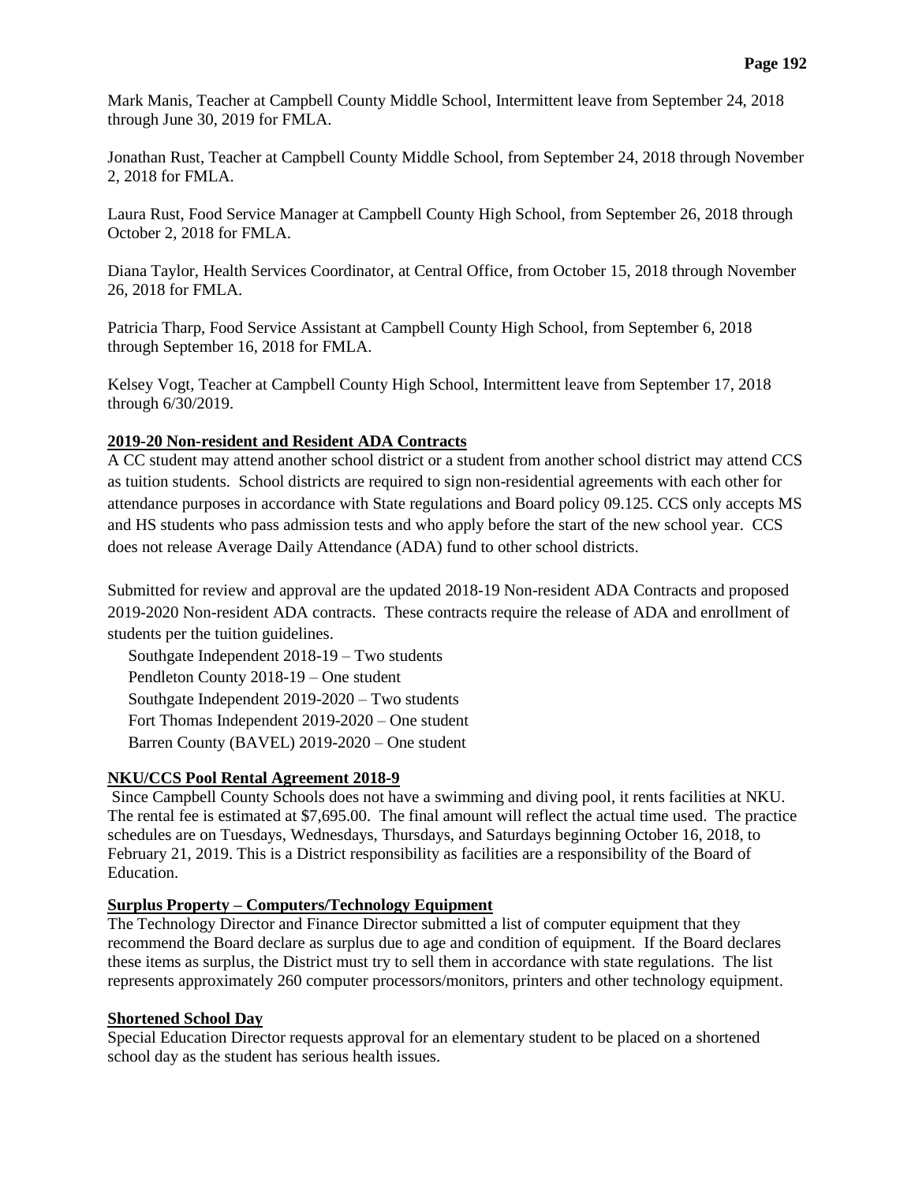Mark Manis, Teacher at Campbell County Middle School, Intermittent leave from September 24, 2018 through June 30, 2019 for FMLA.

Jonathan Rust, Teacher at Campbell County Middle School, from September 24, 2018 through November 2, 2018 for FMLA.

Laura Rust, Food Service Manager at Campbell County High School, from September 26, 2018 through October 2, 2018 for FMLA.

Diana Taylor, Health Services Coordinator, at Central Office, from October 15, 2018 through November 26, 2018 for FMLA.

Patricia Tharp, Food Service Assistant at Campbell County High School, from September 6, 2018 through September 16, 2018 for FMLA.

Kelsey Vogt, Teacher at Campbell County High School, Intermittent leave from September 17, 2018 through 6/30/2019.

**2019-20 Non-resident and Resident ADA Contracts**

A CC student may attend another school district or a student from another school district may attend CCS as tuition students. School districts are required to sign non-residential agreements with each other for attendance purposes in accordance with State regulations and Board policy 09.125. CCS only accepts MS and HS students who pass admission tests and who apply before the start of the new school year. CCS does not release Average Daily Attendance (ADA) fund to other school districts.

Submitted for review and approval are the updated 2018-19 Non-resident ADA Contracts and proposed 2019-2020 Non-resident ADA contracts. These contracts require the release of ADA and enrollment of students per the tuition guidelines.

Southgate Independent 2018-19 – Two students
Pendleton County 2018-19 – One student
Southgate Independent 2019-2020 – Two students
Fort Thomas Independent 2019-2020 – One student
Barren County (BAVEL) 2019-2020 – One student

**NKU/CCS Pool Rental Agreement 2018-9**

Since Campbell County Schools does not have a swimming and diving pool, it rents facilities at NKU. The rental fee is estimated at $7,695.00. The final amount will reflect the actual time used. The practice schedules are on Tuesdays, Wednesdays, Thursdays, and Saturdays beginning October 16, 2018, to February 21, 2019. This is a District responsibility as facilities are a responsibility of the Board of Education.

**Surplus Property – Computers/Technology Equipment**

The Technology Director and Finance Director submitted a list of computer equipment that they recommend the Board declare as surplus due to age and condition of equipment. If the Board declares these items as surplus, the District must try to sell them in accordance with state regulations. The list represents approximately 260 computer processors/monitors, printers and other technology equipment.

**Shortened School Day**

Special Education Director requests approval for an elementary student to be placed on a shortened school day as the student has serious health issues.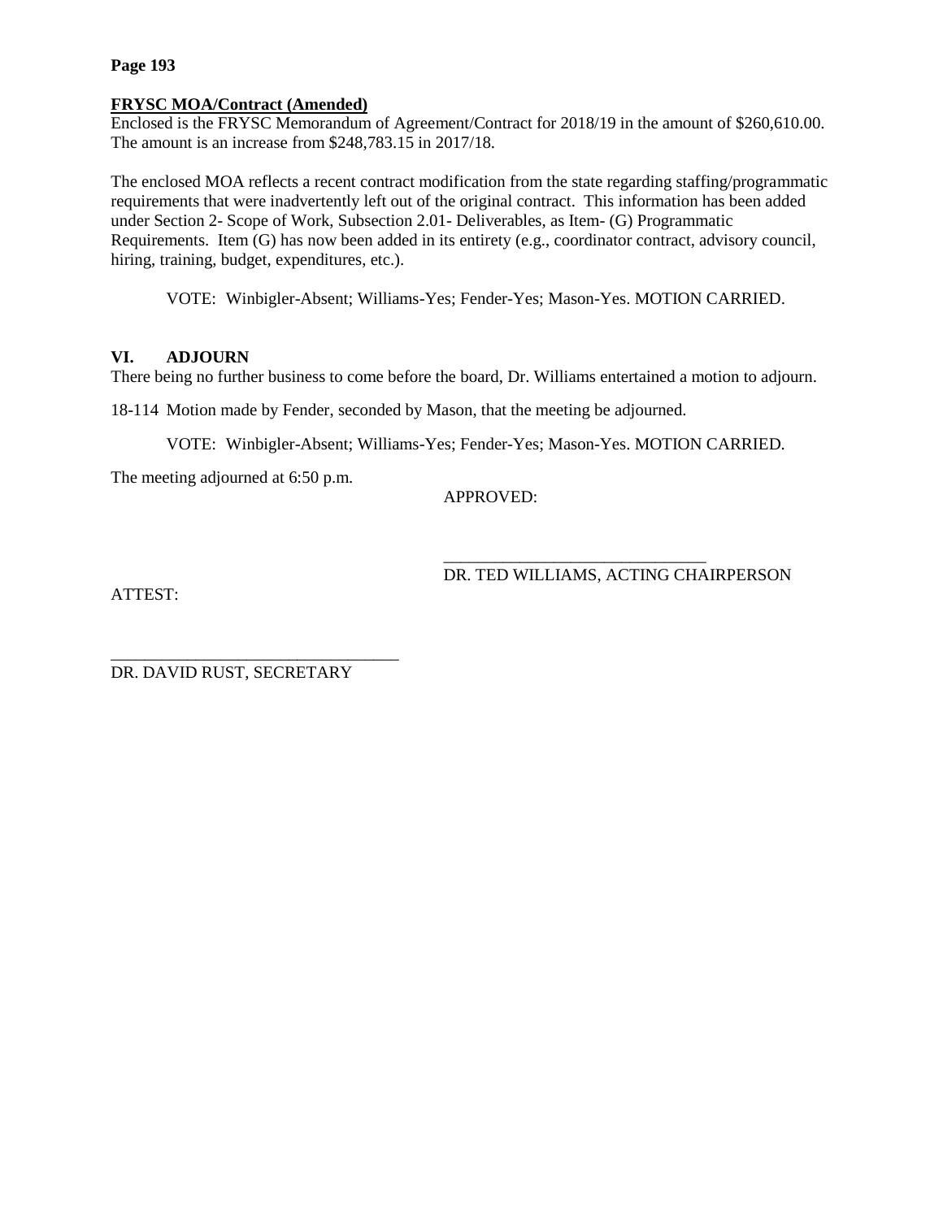**FRYSC MOA/Contract (Amended)**
Enclosed is the FRYSC Memorandum of Agreement/Contract for 2018/19 in the amount of $260,610.00. The amount is an increase from $248,783.15 in 2017/18.

The enclosed MOA reflects a recent contract modification from the state regarding staffing/programmatic requirements that were inadvertently left out of the original contract. This information has been added under Section 2- Scope of Work, Subsection 2.01- Deliverables, as Item- (G) Programmatic Requirements. Item (G) has now been added in its entirety (e.g., coordinator contract, advisory council, hiring, training, budget, expenditures, etc.).

VOTE: Winbigler-Absent; Williams-Yes; Fender-Yes; Mason-Yes. MOTION CARRIED.

## VI. ADJOURN

There being no further business to come before the board, Dr. Williams entertained a motion to adjourn.

18-114 Motion made by Fender, seconded by Mason, that the meeting be adjourned.

VOTE: Winbigler-Absent; Williams-Yes; Fender-Yes; Mason-Yes. MOTION CARRIED.

The meeting adjourned at 6:50 p.m.

APPROVED:

______________________________
DR. TED WILLIAMS, ACTING CHAIRPERSON

ATTEST:

______________________________
DR. DAVID RUST, SECRETARY